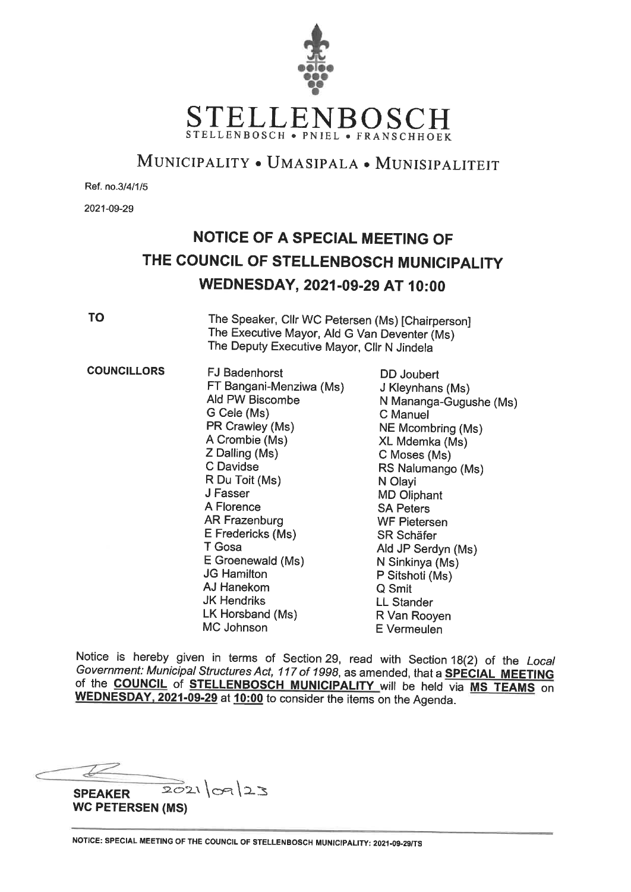# STELLENBOSCH

STELLENBOSCH • PNIEL • FRANSCHHOEK

MUNICIPALITY • UMASIPALA • MUNISIPALITEIT

Ref. no.3/4/1/5

2021-09-29

## NOTICE OF A SPECIAL MEETING OF THE COUNCIL OF STELLENBOSCH MUNICIPALITY WEDNESDAY, 2021-09-29 AT 10:00

**TO**

The Speaker, Cllr WC Petersen (Ms) [Chairperson]
The Executive Mayor, Ald G Van Deventer (Ms)
The Deputy Executive Mayor, Cllr N Jindela

**COUNCILLORS**

FJ Badenhorst
FT Bangani-Menziwa (Ms)
Ald PW Biscombe
G Cele (Ms)
PR Crawley (Ms)
A Crombie (Ms)
Z Dalling (Ms)
C Davidse
R Du Toit (Ms)
J Fasser
A Florence
AR Frazenburg
E Fredericks (Ms)
T Gosa
E Groenewald (Ms)
JG Hamilton
AJ Hanekom
JK Hendriks
LK Horsband (Ms)
MC Johnson
DD Joubert
J Kleynhans (Ms)
N Mananga-Gugushe (Ms)
C Manuel
NE Mcombring (Ms)
XL Mdemka (Ms)
C Moses (Ms)
RS Nalumango (Ms)
N Olayi
MD Oliphant
SA Peters
WF Pietersen
SR Schäfer
Ald JP Serdyn (Ms)
N Sinkinya (Ms)
P Sitshoti (Ms)
Q Smit
LL Stander
R Van Rooyen
E Vermeulen

Notice is hereby given in terms of Section 29, read with Section 18(2) of the *Local Government: Municipal Structures Act, 117 of 1998*, as amended, that a **SPECIAL MEETING** of the **COUNCIL** of **STELLENBOSCH MUNICIPALITY** will be held via **MS TEAMS** on **WEDNESDAY, 2021-09-29** at **10:00** to consider the items on the Agenda.

2021/09/23

**SPEAKER**
**WC PETERSEN (MS)**

NOTICE: SPECIAL MEETING OF THE COUNCIL OF STELLENBOSCH MUNICIPALITY: 2021-09-29/TS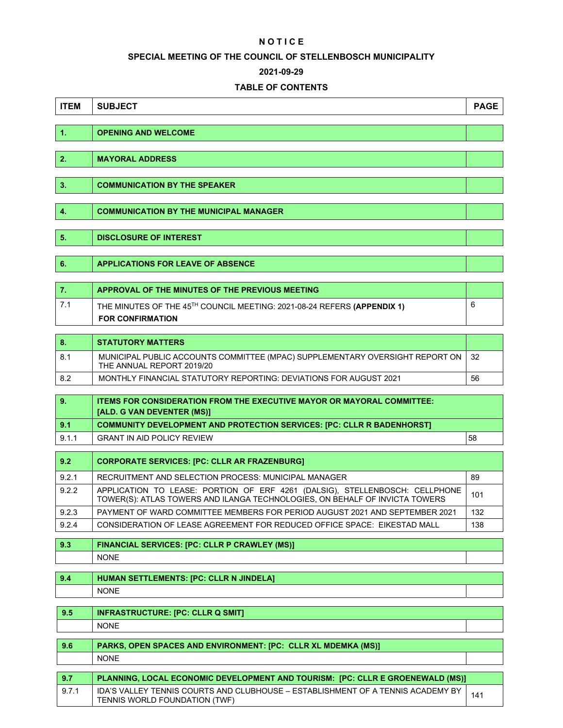**N O T I C E**

**SPECIAL MEETING OF THE COUNCIL OF STELLENBOSCH MUNICIPALITY**

**2021-09-29**

**TABLE OF CONTENTS**

| ITEM | SUBJECT | PAGE |
|---|---|---|
| **1.** | **OPENING AND WELCOME** | |
| **2.** | **MAYORAL ADDRESS** | |
| **3.** | **COMMUNICATION BY THE SPEAKER** | |
| **4.** | **COMMUNICATION BY THE MUNICIPAL MANAGER** | |
| **5.** | **DISCLOSURE OF INTEREST** | |
| **6.** | **APPLICATIONS FOR LEAVE OF ABSENCE** | |
| **7.** | **APPROVAL OF THE MINUTES OF THE PREVIOUS MEETING** | |
| 7.1 | THE MINUTES OF THE 45TH COUNCIL MEETING: 2021-08-24 REFERS **(APPENDIX 1)** **FOR CONFIRMATION** | 6 |
| **8.** | **STATUTORY MATTERS** | |
| 8.1 | MUNICIPAL PUBLIC ACCOUNTS COMMITTEE (MPAC) SUPPLEMENTARY OVERSIGHT REPORT ON THE ANNUAL REPORT 2019/20 | 32 |
| 8.2 | MONTHLY FINANCIAL STATUTORY REPORTING: DEVIATIONS FOR AUGUST 2021 | 56 |
| **9.** | **ITEMS FOR CONSIDERATION FROM THE EXECUTIVE MAYOR OR MAYORAL COMMITTEE: [ALD. G VAN DEVENTER (MS)]** | |
| **9.1** | **COMMUNITY DEVELOPMENT AND PROTECTION SERVICES: [PC: CLLR R BADENHORST]** | |
| 9.1.1 | GRANT IN AID POLICY REVIEW | 58 |
| **9.2** | **CORPORATE SERVICES: [PC: CLLR AR FRAZENBURG]** | |
| 9.2.1 | RECRUITMENT AND SELECTION PROCESS: MUNICIPAL MANAGER | 89 |
| 9.2.2 | APPLICATION TO LEASE: PORTION OF ERF 4261 (DALSIG), STELLENBOSCH: CELLPHONE TOWER(S): ATLAS TOWERS AND ILANGA TECHNOLOGIES, ON BEHALF OF INVICTA TOWERS | 101 |
| 9.2.3 | PAYMENT OF WARD COMMITTEE MEMBERS FOR PERIOD AUGUST 2021 AND SEPTEMBER 2021 | 132 |
| 9.2.4 | CONSIDERATION OF LEASE AGREEMENT FOR REDUCED OFFICE SPACE: EIKESTAD MALL | 138 |
| **9.3** | **FINANCIAL SERVICES: [PC: CLLR P CRAWLEY (MS)]** | |
| | NONE | |
| **9.4** | **HUMAN SETTLEMENTS: [PC: CLLR N JINDELA]** | |
| | NONE | |
| **9.5** | **INFRASTRUCTURE: [PC: CLLR Q SMIT]** | |
| | NONE | |
| **9.6** | **PARKS, OPEN SPACES AND ENVIRONMENT: [PC: CLLR XL MDEMKA (MS)]** | |
| | NONE | |
| **9.7** | **PLANNING, LOCAL ECONOMIC DEVELOPMENT AND TOURISM: [PC: CLLR E GROENEWALD (MS)]** | |
| 9.7.1 | IDA'S VALLEY TENNIS COURTS AND CLUBHOUSE – ESTABLISHMENT OF A TENNIS ACADEMY BY TENNIS WORLD FOUNDATION (TWF) | 141 |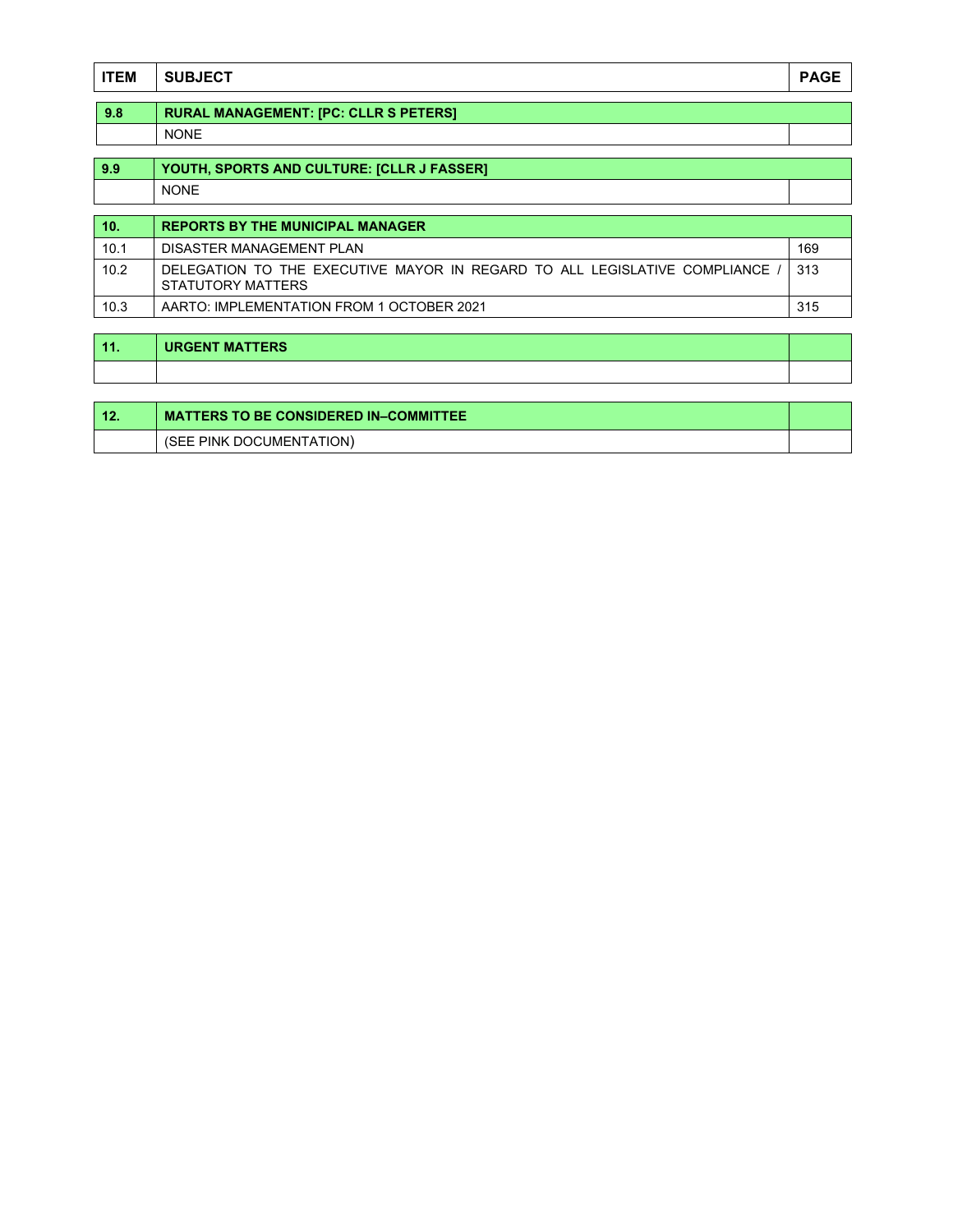| ITEM | SUBJECT | PAGE |
|---|---|---|
| **9.8** | **RURAL MANAGEMENT: [PC: CLLR S PETERS]** | |
| | NONE | |
| **9.9** | **YOUTH, SPORTS AND CULTURE: [CLLR J FASSER]** | |
| | NONE | |
| **10.** | **REPORTS BY THE MUNICIPAL MANAGER** | |
| 10.1 | DISASTER MANAGEMENT PLAN | 169 |
| 10.2 | DELEGATION TO THE EXECUTIVE MAYOR IN REGARD TO ALL LEGISLATIVE COMPLIANCE / STATUTORY MATTERS | 313 |
| 10.3 | AARTO: IMPLEMENTATION FROM 1 OCTOBER 2021 | 315 |
| **11.** | **URGENT MATTERS** | |
| | | |
| **12.** | **MATTERS TO BE CONSIDERED IN–COMMITTEE** | |
| | (SEE PINK DOCUMENTATION) | |